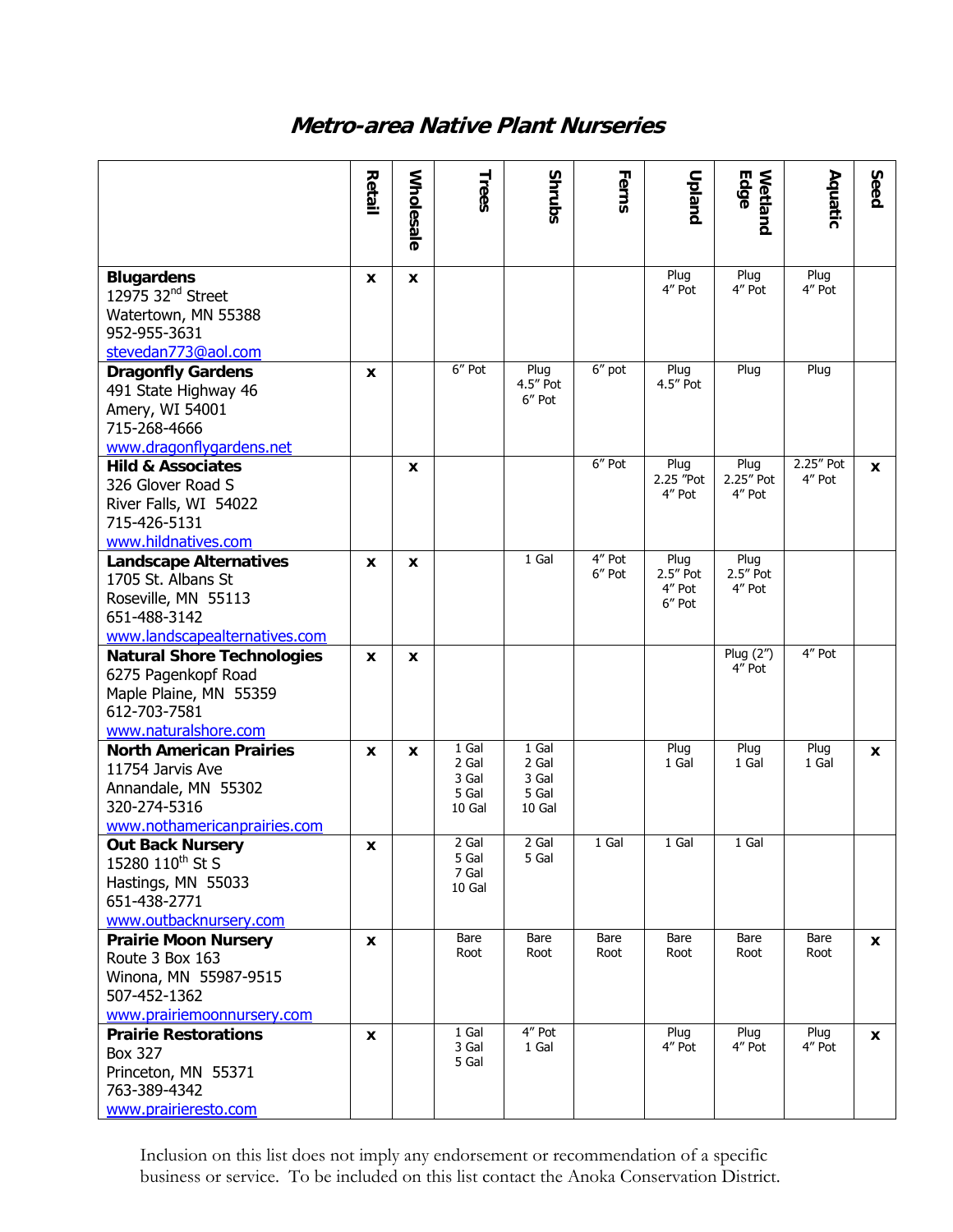# *Metro-area Native Plant Nurseries*

| | Retail | Wholesale | Trees | Shrubs | Ferns | Upland | Wetland Edge | Aquatic | Seed |
|---|---|---|---|---|---|---|---|---|---|
| **Blugardens**<br>12975 32nd Street<br>Watertown, MN 55388<br>952-955-3631<br>stevedan773@aol.com | x | x | | | | Plug<br>4" Pot | Plug<br>4" Pot | Plug<br>4" Pot | |
| **Dragonfly Gardens**<br>491 State Highway 46<br>Amery, WI 54001<br>715-268-4666<br>www.dragonflygardens.net | x | | 6" Pot | Plug<br>4.5" Pot<br>6" Pot | 6" pot | Plug<br>4.5" Pot | Plug | Plug | |
| **Hild & Associates**<br>326 Glover Road S<br>River Falls, WI 54022<br>715-426-5131<br>www.hildnatives.com | | x | | | 6" Pot | Plug<br>2.25 "Pot<br>4" Pot | Plug<br>2.25" Pot<br>4" Pot | 2.25" Pot<br>4" Pot | x |
| **Landscape Alternatives**<br>1705 St. Albans St<br>Roseville, MN 55113<br>651-488-3142<br>www.landscapealternatives.com | x | x | | 1 Gal | 4" Pot<br>6" Pot | Plug<br>2.5" Pot<br>4" Pot<br>6" Pot | Plug<br>2.5" Pot<br>4" Pot | | |
| **Natural Shore Technologies**<br>6275 Pagenkopf Road<br>Maple Plaine, MN 55359<br>612-703-7581<br>www.naturalshore.com | x | x | | | | | Plug (2")<br>4" Pot | 4" Pot | |
| **North American Prairies**<br>11754 Jarvis Ave<br>Annandale, MN 55302<br>320-274-5316<br>www.nothamericanprairies.com | x | x | 1 Gal<br>2 Gal<br>3 Gal<br>5 Gal<br>10 Gal | 1 Gal<br>2 Gal<br>3 Gal<br>5 Gal<br>10 Gal | | Plug<br>1 Gal | Plug<br>1 Gal | Plug<br>1 Gal | x |
| **Out Back Nursery**<br>15280 110th St S<br>Hastings, MN 55033<br>651-438-2771<br>www.outbacknursery.com | x | | 2 Gal<br>5 Gal<br>7 Gal<br>10 Gal | 2 Gal<br>5 Gal | 1 Gal | 1 Gal | 1 Gal | | |
| **Prairie Moon Nursery**<br>Route 3 Box 163<br>Winona, MN 55987-9515<br>507-452-1362<br>www.prairiemoonnursery.com | x | | Bare Root | Bare Root | Bare Root | Bare Root | Bare Root | Bare Root | x |
| **Prairie Restorations**<br>Box 327<br>Princeton, MN 55371<br>763-389-4342<br>www.prairieresto.com | x | | 1 Gal<br>3 Gal<br>5 Gal | 4" Pot<br>1 Gal | | Plug<br>4" Pot | Plug<br>4" Pot | Plug<br>4" Pot | x |

Inclusion on this list does not imply any endorsement or recommendation of a specific business or service. To be included on this list contact the Anoka Conservation District.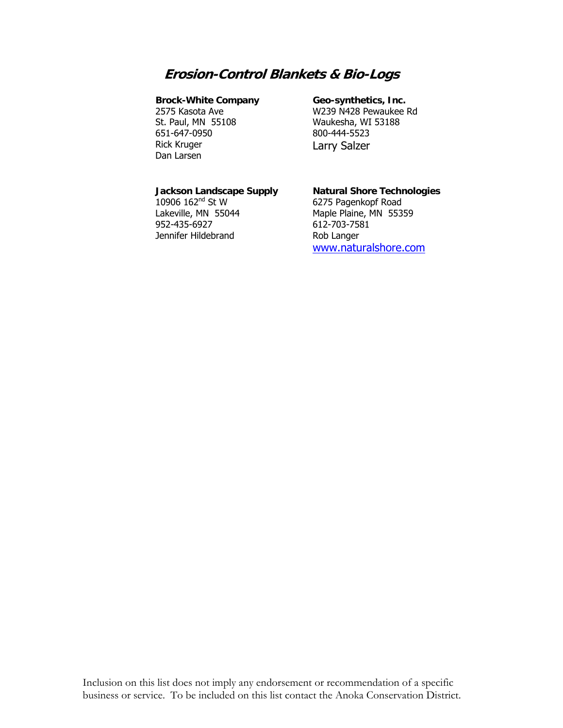## *Erosion-Control Blankets & Bio-Logs*

**Brock-White Company**
2575 Kasota Ave
St. Paul, MN 55108
651-647-0950
Rick Kruger
Dan Larsen

**Geo-synthetics, Inc.**
W239 N428 Pewaukee Rd
Waukesha, WI 53188
800-444-5523
Larry Salzer

**Jackson Landscape Supply**
10906 162nd St W
Lakeville, MN 55044
952-435-6927
Jennifer Hildebrand

**Natural Shore Technologies**
6275 Pagenkopf Road
Maple Plaine, MN 55359
612-703-7581
Rob Langer
www.naturalshore.com

Inclusion on this list does not imply any endorsement or recommendation of a specific business or service. To be included on this list contact the Anoka Conservation District.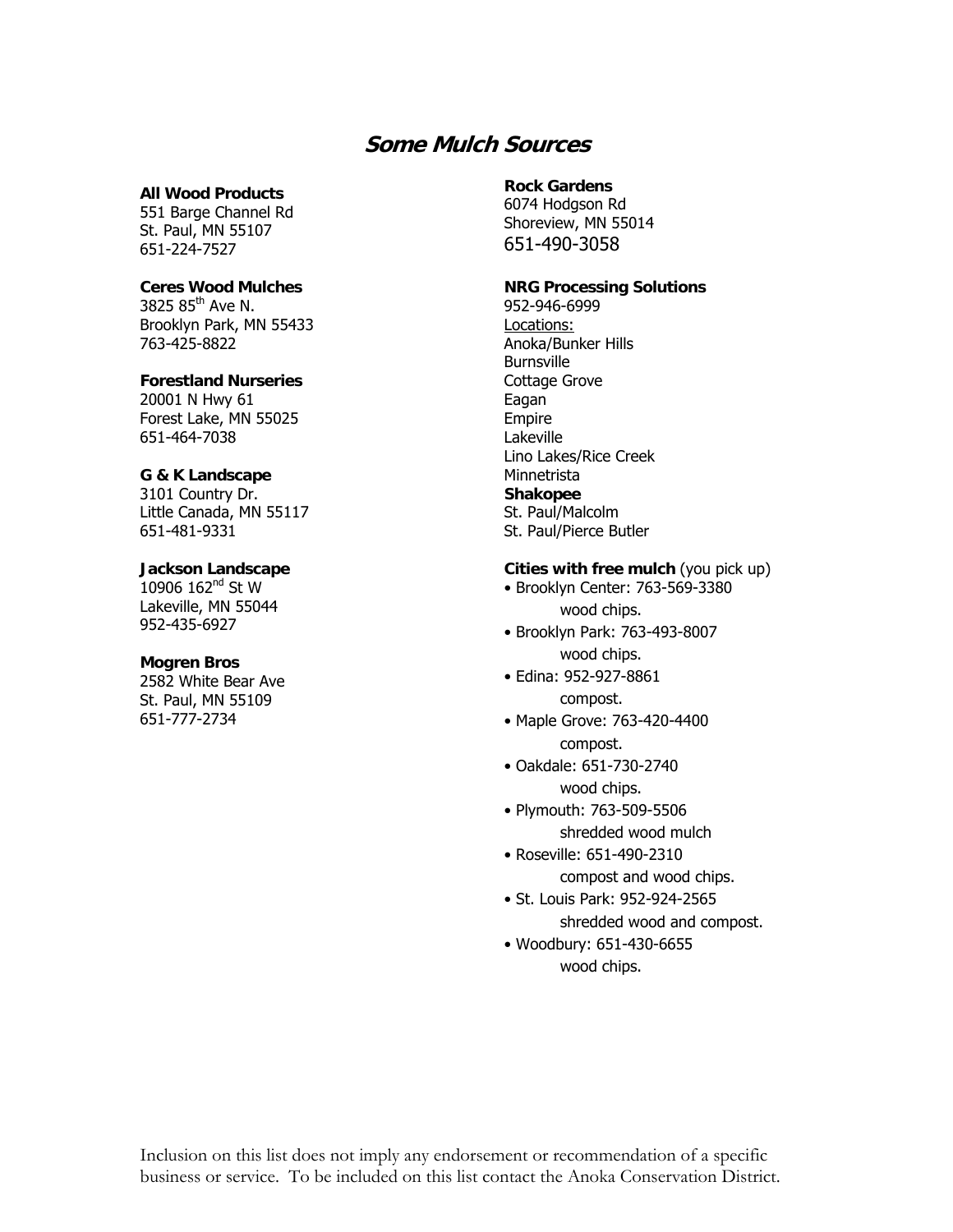# *Some Mulch Sources*

**All Wood Products**
551 Barge Channel Rd
St. Paul, MN 55107
651-224-7527

**Ceres Wood Mulches**
3825 85th Ave N.
Brooklyn Park, MN 55433
763-425-8822

**Forestland Nurseries**
20001 N Hwy 61
Forest Lake, MN 55025
651-464-7038

**G & K Landscape**
3101 Country Dr.
Little Canada, MN 55117
651-481-9331

**Jackson Landscape**
10906 162nd St W
Lakeville, MN 55044
952-435-6927

**Mogren Bros**
2582 White Bear Ave
St. Paul, MN 55109
651-777-2734

**Rock Gardens**
6074 Hodgson Rd
Shoreview, MN 55014
651-490-3058

**NRG Processing Solutions**
952-946-6999
Locations:
Anoka/Bunker Hills
Burnsville
Cottage Grove
Eagan
Empire
Lakeville
Lino Lakes/Rice Creek
Minnetrista
**Shakopee**
St. Paul/Malcolm
St. Paul/Pierce Butler

**Cities with free mulch** (you pick up)

- Brooklyn Center: 763-569-3380
  wood chips.
- Brooklyn Park: 763-493-8007
  wood chips.
- Edina: 952-927-8861
  compost.
- Maple Grove: 763-420-4400
  compost.
- Oakdale: 651-730-2740
  wood chips.
- Plymouth: 763-509-5506
  shredded wood mulch
- Roseville: 651-490-2310
  compost and wood chips.
- St. Louis Park: 952-924-2565
  shredded wood and compost.
- Woodbury: 651-430-6655
  wood chips.

Inclusion on this list does not imply any endorsement or recommendation of a specific business or service. To be included on this list contact the Anoka Conservation District.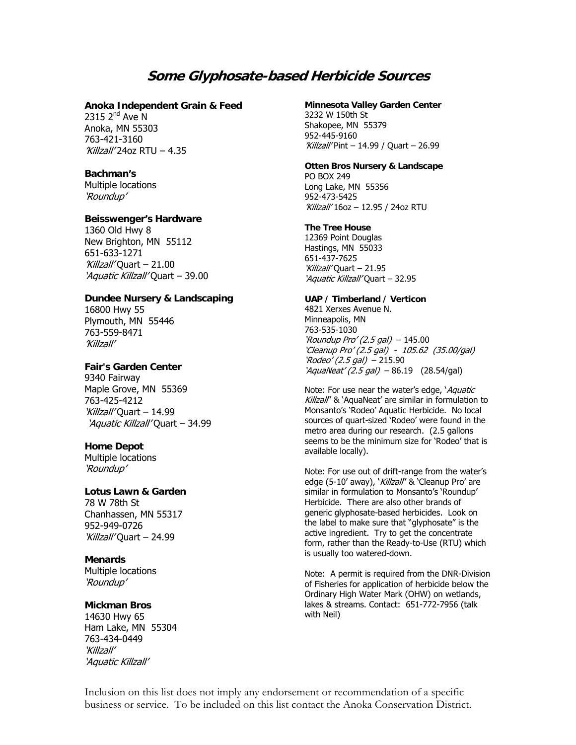# *Some Glyphosate-based Herbicide Sources*

**Anoka Independent Grain & Feed**
2315 2nd Ave N
Anoka, MN 55303
763-421-3160
*'Killzall'* 24oz RTU – 4.35

**Bachman's**
Multiple locations
*'Roundup'*

**Beisswenger's Hardware**
1360 Old Hwy 8
New Brighton, MN 55112
651-633-1271
*'Killzall'* Quart – 21.00
*'Aquatic Killzall'* Quart – 39.00

**Dundee Nursery & Landscaping**
16800 Hwy 55
Plymouth, MN 55446
763-559-8471
*'Killzall'*

**Fair's Garden Center**
9340 Fairway
Maple Grove, MN 55369
763-425-4212
*'Killzall'* Quart – 14.99
*'Aquatic Killzall'* Quart – 34.99

**Home Depot**
Multiple locations
*'Roundup'*

**Lotus Lawn & Garden**
78 W 78th St
Chanhassen, MN 55317
952-949-0726
*'Killzall'* Quart – 24.99

**Menards**
Multiple locations
*'Roundup'*

**Mickman Bros**
14630 Hwy 65
Ham Lake, MN 55304
763-434-0449
*'Killzall'*
*'Aquatic Killzall'*

**Minnesota Valley Garden Center**
3232 W 150th St
Shakopee, MN 55379
952-445-9160
*'Killzall'* Pint – 14.99 / Quart – 26.99

**Otten Bros Nursery & Landscape**
PO BOX 249
Long Lake, MN 55356
952-473-5425
*'Killzall'* 16oz – 12.95 / 24oz RTU

**The Tree House**
12369 Point Douglas
Hastings, MN 55033
651-437-7625
*'Killzall'* Quart – 21.95
*'Aquatic Killzall'* Quart – 32.95

**UAP / Timberland / Verticon**
4821 Xerxes Avenue N.
Minneapolis, MN
763-535-1030
*'Roundup Pro' (2.5 gal)* – 145.00
*'Cleanup Pro' (2.5 gal) - 105.62 (35.00/gal)*
*'Rodeo' (2.5 gal)* – 215.90
*'AquaNeat' (2.5 gal)* – 86.19 (28.54/gal)

Note: For use near the water's edge, '*Aquatic Killzall*' & 'AquaNeat' are similar in formulation to Monsanto's 'Rodeo' Aquatic Herbicide. No local sources of quart-sized 'Rodeo' were found in the metro area during our research. (2.5 gallons seems to be the minimum size for 'Rodeo' that is available locally).

Note: For use out of drift-range from the water's edge (5-10' away), '*Killzall*' & 'Cleanup Pro' are similar in formulation to Monsanto's 'Roundup' Herbicide. There are also other brands of generic glyphosate-based herbicides. Look on the label to make sure that "glyphosate" is the active ingredient. Try to get the concentrate form, rather than the Ready-to-Use (RTU) which is usually too watered-down.

Note: A permit is required from the DNR-Division of Fisheries for application of herbicide below the Ordinary High Water Mark (OHW) on wetlands, lakes & streams. Contact: 651-772-7956 (talk with Neil)

Inclusion on this list does not imply any endorsement or recommendation of a specific business or service. To be included on this list contact the Anoka Conservation District.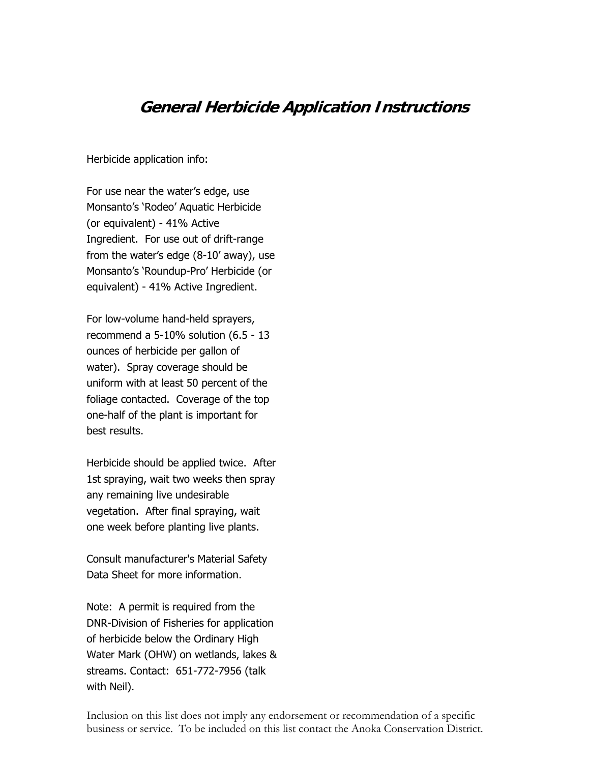# ***General Herbicide Application Instructions***

Herbicide application info:

For use near the water's edge, use Monsanto's 'Rodeo' Aquatic Herbicide (or equivalent) - 41% Active Ingredient. For use out of drift-range from the water's edge (8-10' away), use Monsanto's 'Roundup-Pro' Herbicide (or equivalent) - 41% Active Ingredient.

For low-volume hand-held sprayers, recommend a 5-10% solution (6.5 - 13 ounces of herbicide per gallon of water). Spray coverage should be uniform with at least 50 percent of the foliage contacted. Coverage of the top one-half of the plant is important for best results.

Herbicide should be applied twice. After 1st spraying, wait two weeks then spray any remaining live undesirable vegetation. After final spraying, wait one week before planting live plants.

Consult manufacturer's Material Safety Data Sheet for more information.

Note: A permit is required from the DNR-Division of Fisheries for application of herbicide below the Ordinary High Water Mark (OHW) on wetlands, lakes & streams. Contact: 651-772-7956 (talk with Neil).

Inclusion on this list does not imply any endorsement or recommendation of a specific business or service. To be included on this list contact the Anoka Conservation District.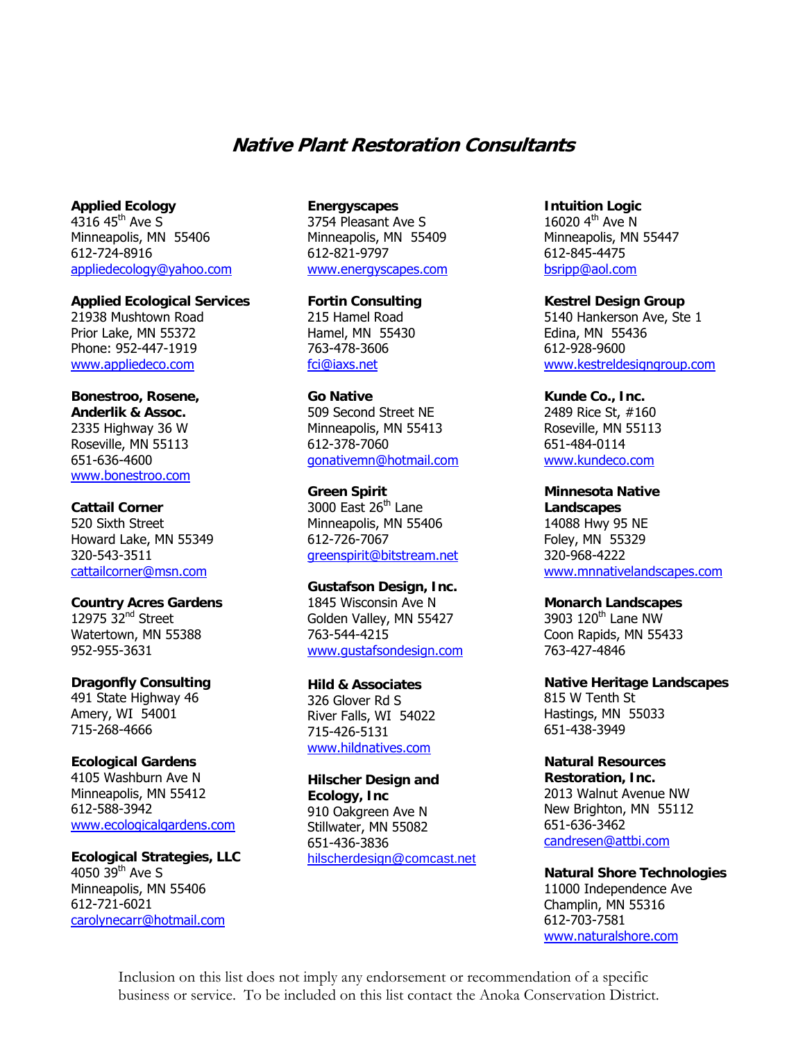# *Native Plant Restoration Consultants*

**Applied Ecology**
4316 45th Ave S
Minneapolis, MN 55406
612-724-8916
appliedecology@yahoo.com

**Applied Ecological Services**
21938 Mushtown Road
Prior Lake, MN 55372
Phone: 952-447-1919
www.appliedeco.com

**Bonestroo, Rosene, Anderlik & Assoc.**
2335 Highway 36 W
Roseville, MN 55113
651-636-4600
www.bonestroo.com

**Cattail Corner**
520 Sixth Street
Howard Lake, MN 55349
320-543-3511
cattailcorner@msn.com

**Country Acres Gardens**
12975 32nd Street
Watertown, MN 55388
952-955-3631

**Dragonfly Consulting**
491 State Highway 46
Amery, WI 54001
715-268-4666

**Ecological Gardens**
4105 Washburn Ave N
Minneapolis, MN 55412
612-588-3942
www.ecologicalgardens.com

**Ecological Strategies, LLC**
4050 39th Ave S
Minneapolis, MN 55406
612-721-6021
carolynecarr@hotmail.com

**Energyscapes**
3754 Pleasant Ave S
Minneapolis, MN 55409
612-821-9797
www.energyscapes.com

**Fortin Consulting**
215 Hamel Road
Hamel, MN 55430
763-478-3606
fci@iaxs.net

**Go Native**
509 Second Street NE
Minneapolis, MN 55413
612-378-7060
gonativemn@hotmail.com

**Green Spirit**
3000 East 26th Lane
Minneapolis, MN 55406
612-726-7067
greenspirit@bitstream.net

**Gustafson Design, Inc.**
1845 Wisconsin Ave N
Golden Valley, MN 55427
763-544-4215
www.gustafsondesign.com

**Hild & Associates**
326 Glover Rd S
River Falls, WI 54022
715-426-5131
www.hildnatives.com

**Hilscher Design and Ecology, Inc**
910 Oakgreen Ave N
Stillwater, MN 55082
651-436-3836
hilscherdesign@comcast.net

**Intuition Logic**
16020 4th Ave N
Minneapolis, MN 55447
612-845-4475
bsripp@aol.com

**Kestrel Design Group**
5140 Hankerson Ave, Ste 1
Edina, MN 55436
612-928-9600
www.kestreldesigngroup.com

**Kunde Co., Inc.**
2489 Rice St, #160
Roseville, MN 55113
651-484-0114
www.kundeco.com

**Minnesota Native Landscapes**
14088 Hwy 95 NE
Foley, MN 55329
320-968-4222
www.mnnativelandscapes.com

**Monarch Landscapes**
3903 120th Lane NW
Coon Rapids, MN 55433
763-427-4846

**Native Heritage Landscapes**
815 W Tenth St
Hastings, MN 55033
651-438-3949

**Natural Resources Restoration, Inc.**
2013 Walnut Avenue NW
New Brighton, MN 55112
651-636-3462
candresen@attbi.com

**Natural Shore Technologies**
11000 Independence Ave
Champlin, MN 55316
612-703-7581
www.naturalshore.com

Inclusion on this list does not imply any endorsement or recommendation of a specific business or service. To be included on this list contact the Anoka Conservation District.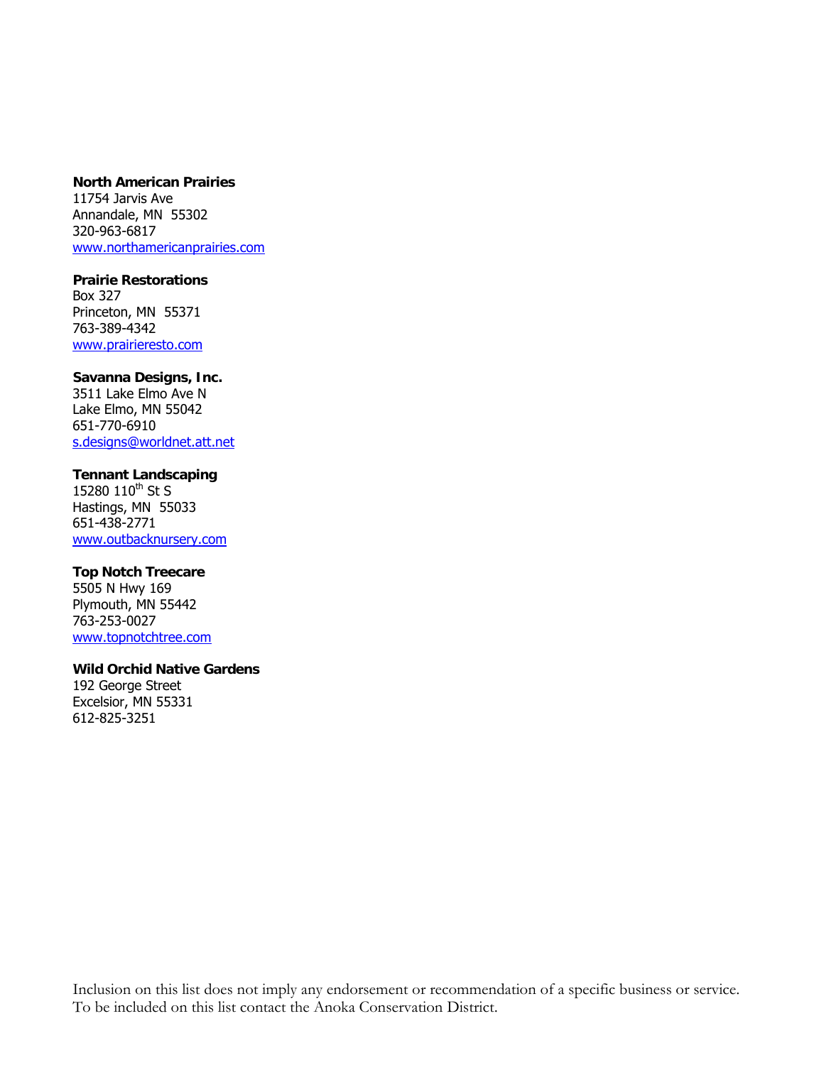**North American Prairies**
11754 Jarvis Ave
Annandale, MN 55302
320-963-6817
www.northamericanprairies.com

**Prairie Restorations**
Box 327
Princeton, MN 55371
763-389-4342
www.prairieresto.com

**Savanna Designs, Inc.**
3511 Lake Elmo Ave N
Lake Elmo, MN 55042
651-770-6910
s.designs@worldnet.att.net

**Tennant Landscaping**
15280 110th St S
Hastings, MN 55033
651-438-2771
www.outbacknursery.com

**Top Notch Treecare**
5505 N Hwy 169
Plymouth, MN 55442
763-253-0027
www.topnotchtree.com

**Wild Orchid Native Gardens**
192 George Street
Excelsior, MN 55331
612-825-3251

Inclusion on this list does not imply any endorsement or recommendation of a specific business or service.
To be included on this list contact the Anoka Conservation District.